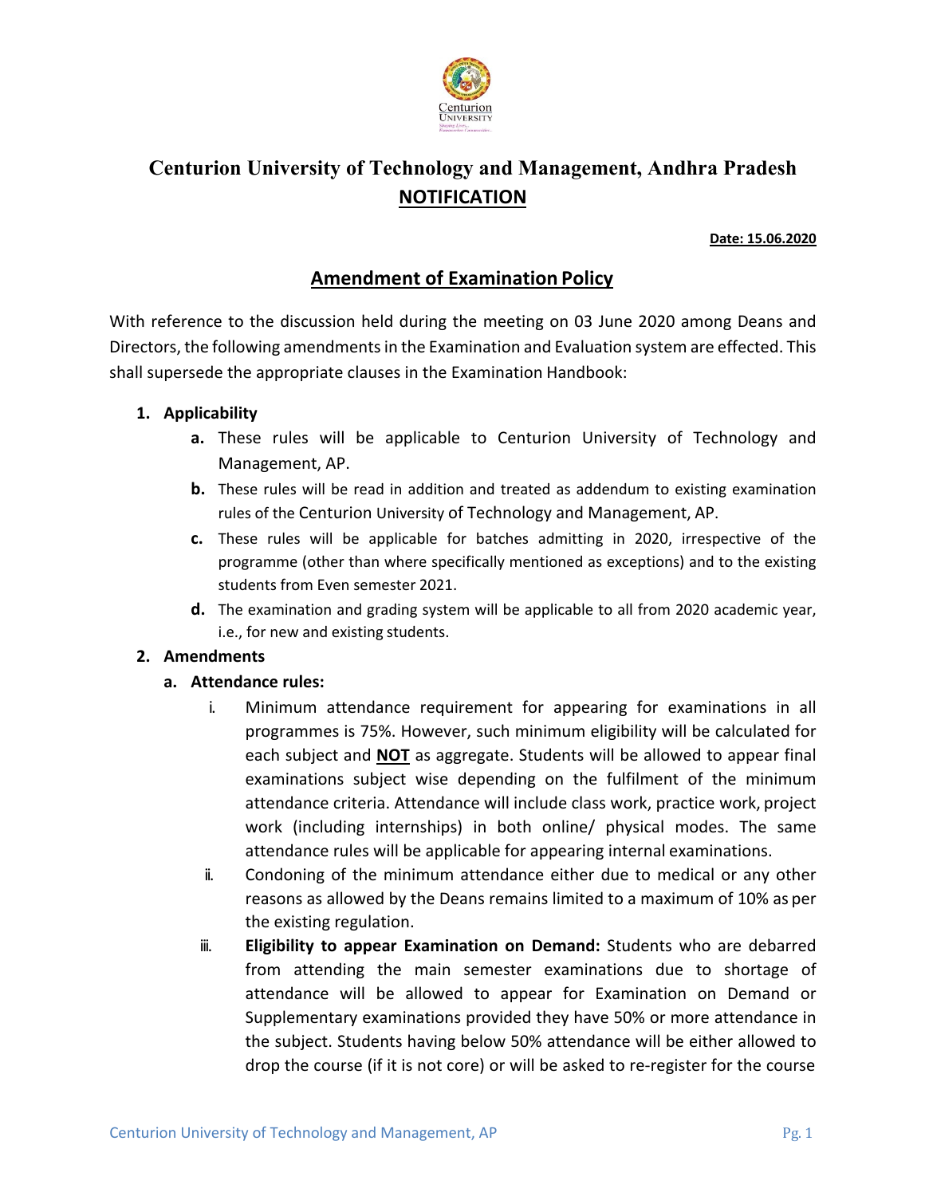# Centurion University of Technology and Management, Andhra Pradesh

## NOTIFICATION

**Date: 15.06.2020**

## Amendment of Examination Policy

With reference to the discussion held during the meeting on 03 June 2020 among Deans and Directors, the following amendments in the Examination and Evaluation system are effected. This shall supersede the appropriate clauses in the Examination Handbook:

1. **Applicability**
   - **a.** These rules will be applicable to Centurion University of Technology and Management, AP.
   - **b.** These rules will be read in addition and treated as addendum to existing examination rules of the Centurion University of Technology and Management, AP.
   - **c.** These rules will be applicable for batches admitting in 2020, irrespective of the programme (other than where specifically mentioned as exceptions) and to the existing students from Even semester 2021.
   - **d.** The examination and grading system will be applicable to all from 2020 academic year, i.e., for new and existing students.
2. **Amendments**
   - **a. Attendance rules:**
     - i. Minimum attendance requirement for appearing for examinations in all programmes is 75%. However, such minimum eligibility will be calculated for each subject and **NOT** as aggregate. Students will be allowed to appear final examinations subject wise depending on the fulfilment of the minimum attendance criteria. Attendance will include class work, practice work, project work (including internships) in both online/ physical modes. The same attendance rules will be applicable for appearing internal examinations.
     - ii. Condoning of the minimum attendance either due to medical or any other reasons as allowed by the Deans remains limited to a maximum of 10% as per the existing regulation.
     - iii. **Eligibility to appear Examination on Demand:** Students who are debarred from attending the main semester examinations due to shortage of attendance will be allowed to appear for Examination on Demand or Supplementary examinations provided they have 50% or more attendance in the subject. Students having below 50% attendance will be either allowed to drop the course (if it is not core) or will be asked to re-register for the course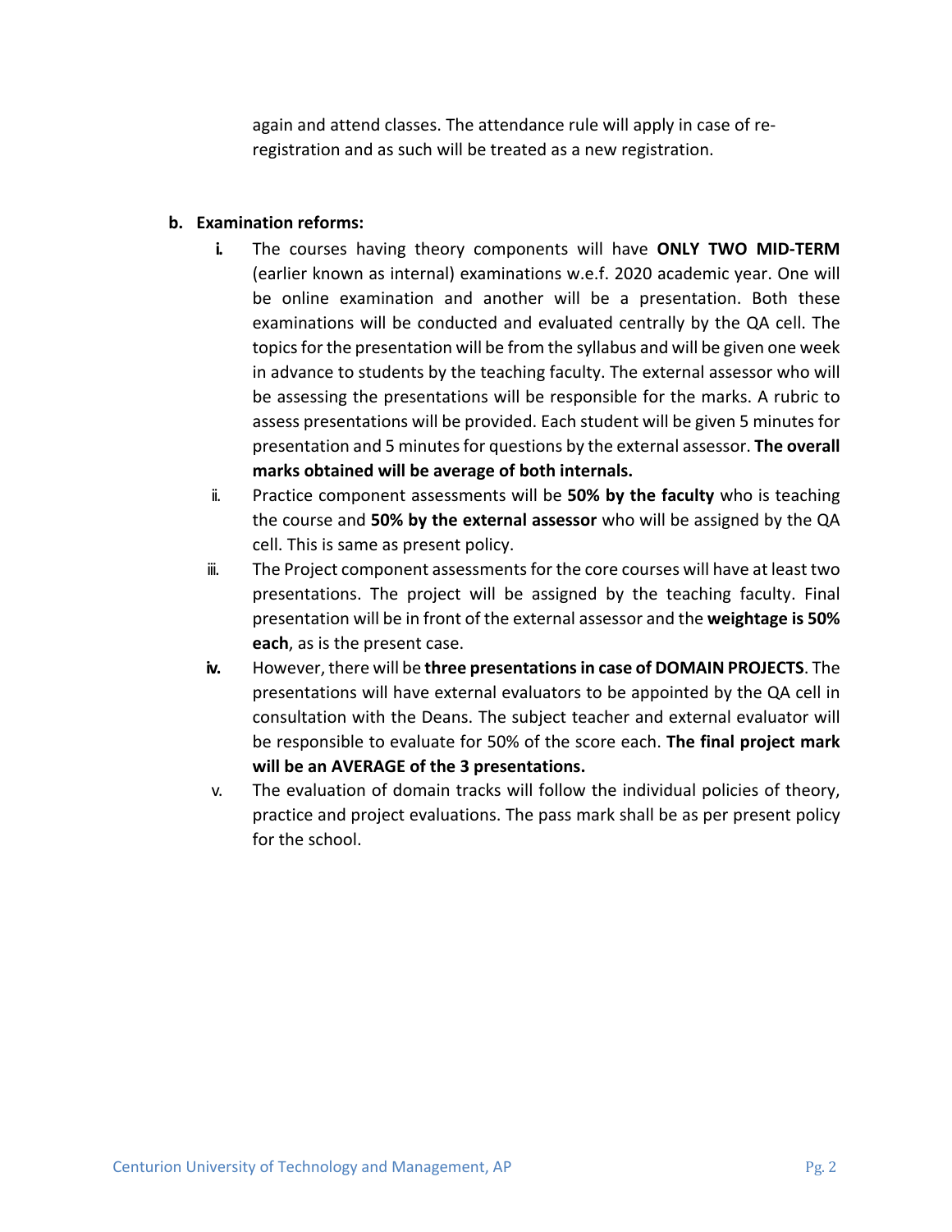again and attend classes. The attendance rule will apply in case of re-registration and as such will be treated as a new registration.

**b. Examination reforms:**

i. The courses having theory components will have **ONLY TWO MID-TERM** (earlier known as internal) examinations w.e.f. 2020 academic year. One will be online examination and another will be a presentation. Both these examinations will be conducted and evaluated centrally by the QA cell. The topics for the presentation will be from the syllabus and will be given one week in advance to students by the teaching faculty. The external assessor who will be assessing the presentations will be responsible for the marks. A rubric to assess presentations will be provided. Each student will be given 5 minutes for presentation and 5 minutes for questions by the external assessor. **The overall marks obtained will be average of both internals.**

ii. Practice component assessments will be **50% by the faculty** who is teaching the course and **50% by the external assessor** who will be assigned by the QA cell. This is same as present policy.

iii. The Project component assessments for the core courses will have at least two presentations. The project will be assigned by the teaching faculty. Final presentation will be in front of the external assessor and the **weightage is 50% each**, as is the present case.

iv. However, there will be **three presentations in case of DOMAIN PROJECTS**. The presentations will have external evaluators to be appointed by the QA cell in consultation with the Deans. The subject teacher and external evaluator will be responsible to evaluate for 50% of the score each. **The final project mark will be an AVERAGE of the 3 presentations.**

v. The evaluation of domain tracks will follow the individual policies of theory, practice and project evaluations. The pass mark shall be as per present policy for the school.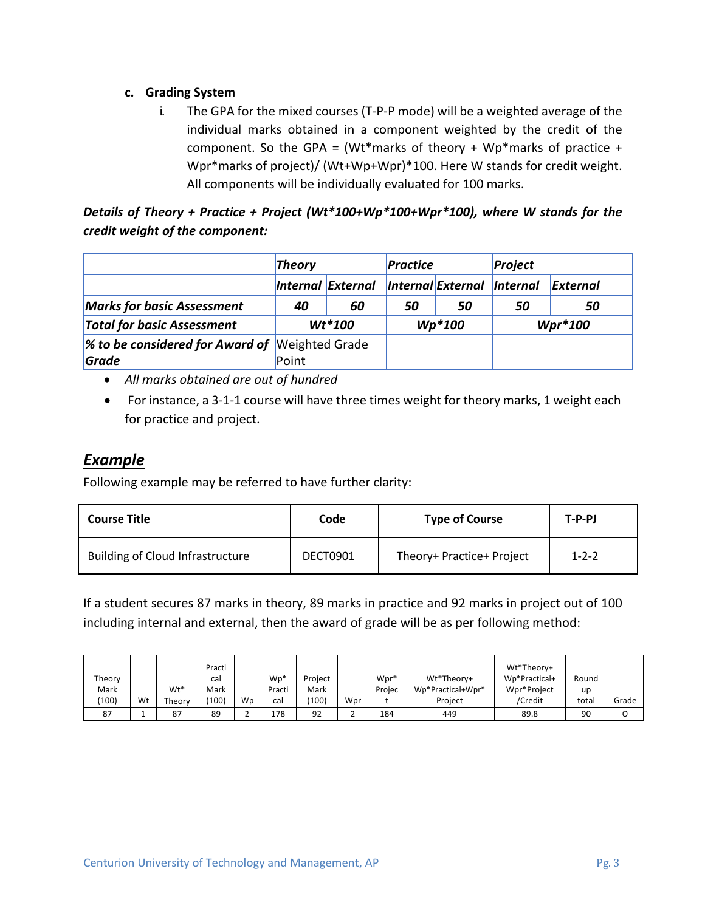c. **Grading System**

i. The GPA for the mixed courses (T-P-P mode) will be a weighted average of the individual marks obtained in a component weighted by the credit of the component. So the GPA = (Wt*marks of theory + Wp*marks of practice + Wpr*marks of project)/ (Wt+Wp+Wpr)*100. Here W stands for credit weight. All components will be individually evaluated for 100 marks.

***Details of Theory + Practice + Project (Wt*100+Wp*100+Wpr*100), where W stands for the credit weight of the component:***

| | *Theory* | | *Practice* | | *Project* | |
|---|---|---|---|---|---|---|
| | *Internal* | *External* | *Internal* | *External* | *Internal* | *External* |
| *Marks for basic Assessment* | *40* | *60* | *50* | *50* | *50* | *50* |
| *Total for basic Assessment* | *Wt*100* | | *Wp*100* | | *Wpr*100* | |
| *% to be considered for Award of Grade* | Weighted Grade Point | | | | | |

- *All marks obtained are out of hundred*
- For instance, a 3-1-1 course will have three times weight for theory marks, 1 weight each for practice and project.

## *Example*

Following example may be referred to have further clarity:

| Course Title | Code | Type of Course | T-P-PJ |
|---|---|---|---|
| Building of Cloud Infrastructure | DECT0901 | Theory+ Practice+ Project | 1-2-2 |

If a student secures 87 marks in theory, 89 marks in practice and 92 marks in project out of 100 including internal and external, then the award of grade will be as per following method:

| Theory Mark (100) | Wt | Wt* Theory | Practical Mark (100) | Wp | Wp* Practical | Project Mark (100) | Wpr | Wpr* Project | Wt*Theory+ Wp*Practical+Wpr* Project | Wt*Theory+ Wp*Practical+ Wpr*Project /Credit | Round up total | Grade |
|---|---|---|---|---|---|---|---|---|---|---|---|---|
| 87 | 1 | 87 | 89 | 2 | 178 | 92 | 2 | 184 | 449 | 89.8 | 90 | O |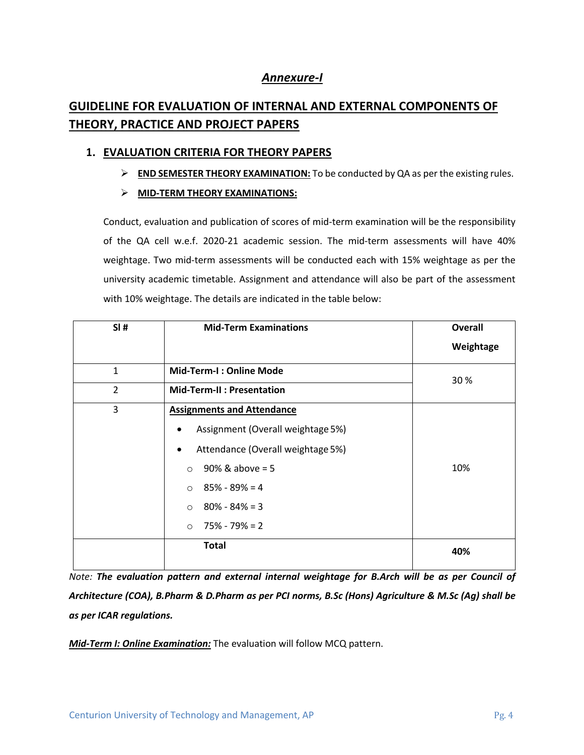# *Annexure-I*

## GUIDELINE FOR EVALUATION OF INTERNAL AND EXTERNAL COMPONENTS OF THEORY, PRACTICE AND PROJECT PAPERS

### 1. EVALUATION CRITERIA FOR THEORY PAPERS

- **END SEMESTER THEORY EXAMINATION:** To be conducted by QA as per the existing rules.
- **MID-TERM THEORY EXAMINATIONS:**

Conduct, evaluation and publication of scores of mid-term examination will be the responsibility of the QA cell w.e.f. 2020-21 academic session. The mid-term assessments will have 40% weightage. Two mid-term assessments will be conducted each with 15% weightage as per the university academic timetable. Assignment and attendance will also be part of the assessment with 10% weightage. The details are indicated in the table below:

| Sl # | Mid-Term Examinations | Overall Weightage |
|---|---|---|
| 1 | **Mid-Term-I : Online Mode** | 30 % |
| 2 | **Mid-Term-II : Presentation** | |
| 3 | **Assignments and Attendance**<br>• Assignment (Overall weightage 5%)<br>• Attendance (Overall weightage 5%)<br>○ 90% & above = 5<br>○ 85% - 89% = 4<br>○ 80% - 84% = 3<br>○ 75% - 79% = 2 | 10% |
| | **Total** | **40%** |

*Note:* ***The evaluation pattern and external internal weightage for B.Arch will be as per Council of Architecture (COA), B.Pharm & D.Pharm as per PCI norms, B.Sc (Hons) Agriculture & M.Sc (Ag) shall be as per ICAR regulations.***

***Mid-Term I: Online Examination:*** The evaluation will follow MCQ pattern.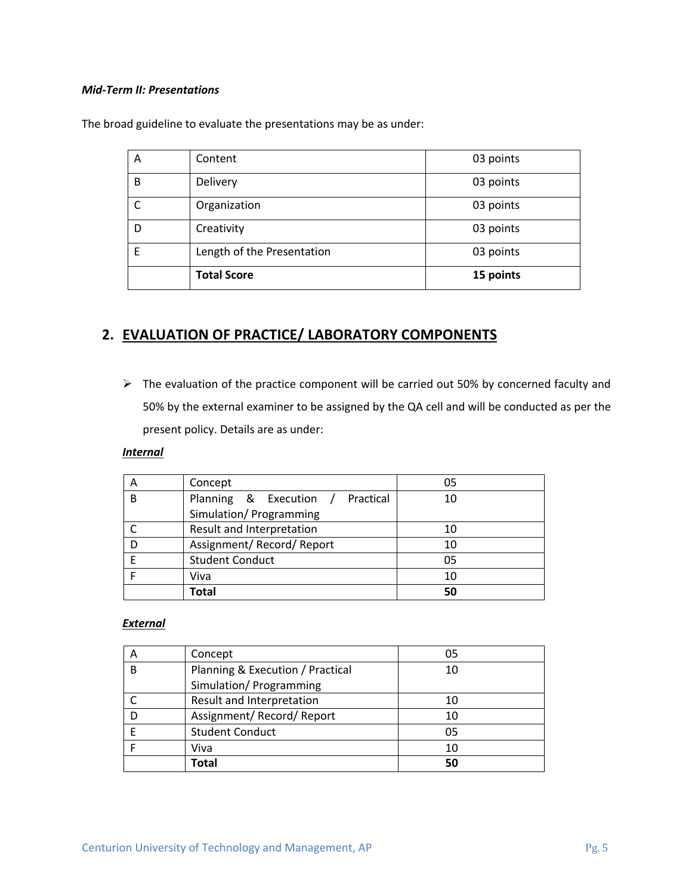***Mid-Term II: Presentations***

The broad guideline to evaluate the presentations may be as under:

| | | |
|---|---|---|
| A | Content | 03 points |
| B | Delivery | 03 points |
| C | Organization | 03 points |
| D | Creativity | 03 points |
| E | Length of the Presentation | 03 points |
| | **Total Score** | **15 points** |

## 2. EVALUATION OF PRACTICE/ LABORATORY COMPONENTS

- The evaluation of the practice component will be carried out 50% by concerned faculty and 50% by the external examiner to be assigned by the QA cell and will be conducted as per the present policy. Details are as under:

***Internal***

| | | |
|---|---|---|
| A | Concept | 05 |
| B | Planning & Execution / Practical Simulation/ Programming | 10 |
| C | Result and Interpretation | 10 |
| D | Assignment/ Record/ Report | 10 |
| E | Student Conduct | 05 |
| F | Viva | 10 |
| | **Total** | **50** |

***External***

| | | |
|---|---|---|
| A | Concept | 05 |
| B | Planning & Execution / Practical Simulation/ Programming | 10 |
| C | Result and Interpretation | 10 |
| D | Assignment/ Record/ Report | 10 |
| E | Student Conduct | 05 |
| F | Viva | 10 |
| | **Total** | **50** |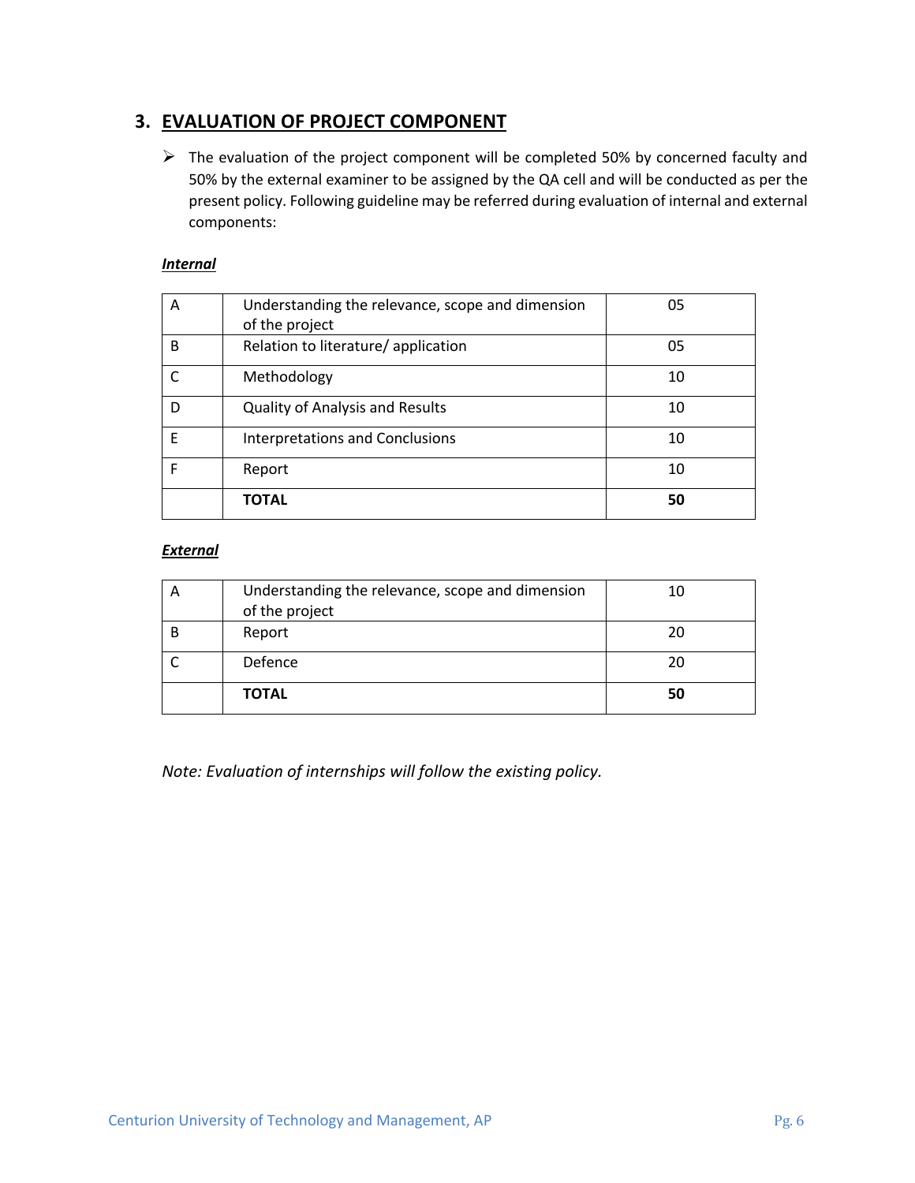## 3. EVALUATION OF PROJECT COMPONENT

- The evaluation of the project component will be completed 50% by concerned faculty and 50% by the external examiner to be assigned by the QA cell and will be conducted as per the present policy. Following guideline may be referred during evaluation of internal and external components:

***Internal***

| | | |
|---|---|---|
| A | Understanding the relevance, scope and dimension of the project | 05 |
| B | Relation to literature/ application | 05 |
| C | Methodology | 10 |
| D | Quality of Analysis and Results | 10 |
| E | Interpretations and Conclusions | 10 |
| F | Report | 10 |
| | **TOTAL** | **50** |

***External***

| | | |
|---|---|---|
| A | Understanding the relevance, scope and dimension of the project | 10 |
| B | Report | 20 |
| C | Defence | 20 |
| | **TOTAL** | **50** |

*Note: Evaluation of internships will follow the existing policy.*